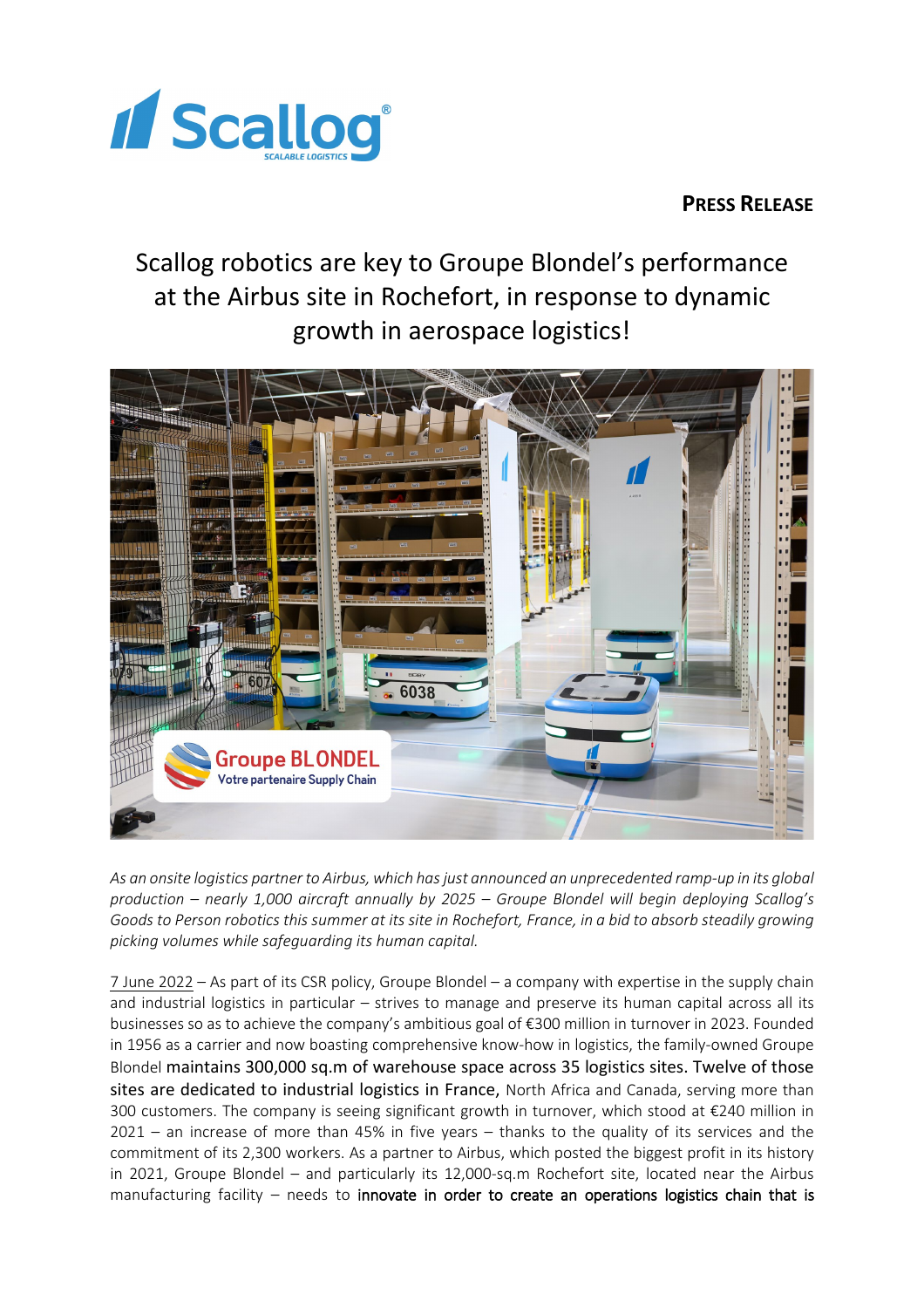**PRESS RELEASE**

# Scallog robotics are key to Groupe Blondel's performance at the Airbus site in Rochefort, in response to dynamic growth in aerospace logistics!

*As an onsite logistics partner to Airbus, which has just announced an unprecedented ramp-up in its global production – nearly 1,000 aircraft annually by 2025 – Groupe Blondel will begin deploying Scallog's Goods to Person robotics this summer at its site in Rochefort, France, in a bid to absorb steadily growing picking volumes while safeguarding its human capital.*

7 June 2022 – As part of its CSR policy, Groupe Blondel – a company with expertise in the supply chain and industrial logistics in particular – strives to manage and preserve its human capital across all its businesses so as to achieve the company's ambitious goal of €300 million in turnover in 2023. Founded in 1956 as a carrier and now boasting comprehensive know-how in logistics, the family-owned Groupe Blondel maintains 300,000 sq.m of warehouse space across 35 logistics sites. Twelve of those sites are dedicated to industrial logistics in France, North Africa and Canada, serving more than 300 customers. The company is seeing significant growth in turnover, which stood at €240 million in 2021 – an increase of more than 45% in five years – thanks to the quality of its services and the commitment of its 2,300 workers. As a partner to Airbus, which posted the biggest profit in its history in 2021, Groupe Blondel – and particularly its 12,000-sq.m Rochefort site, located near the Airbus manufacturing facility – needs to innovate in order to create an operations logistics chain that is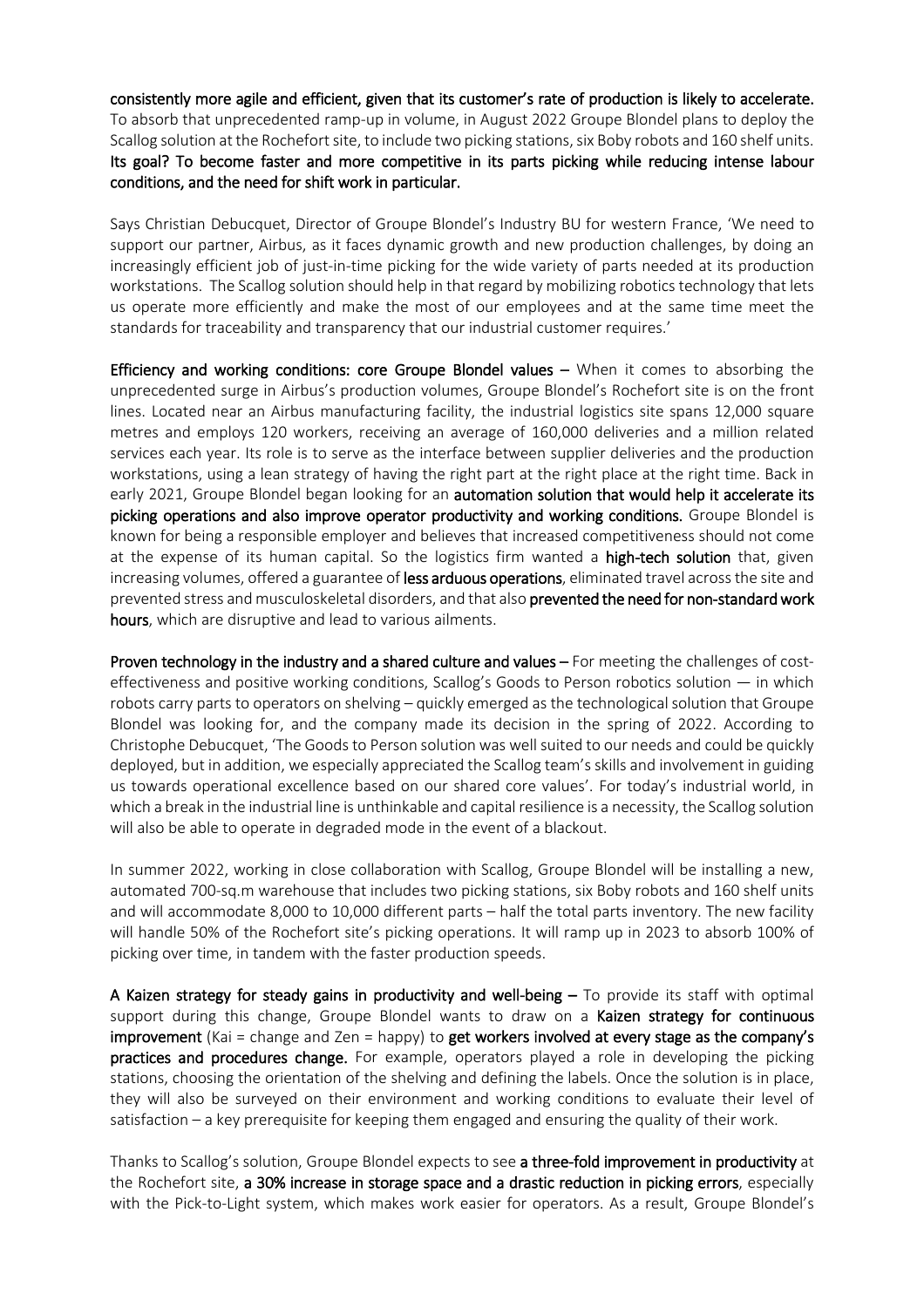**consistently more agile and efficient, given that its customer's rate of production is likely to accelerate.** To absorb that unprecedented ramp-up in volume, in August 2022 Groupe Blondel plans to deploy the Scallog solution at the Rochefort site, to include two picking stations, six Boby robots and 160 shelf units. **Its goal? To become faster and more competitive in its parts picking while reducing intense labour conditions, and the need for shift work in particular.**

Says Christian Debucquet, Director of Groupe Blondel's Industry BU for western France, 'We need to support our partner, Airbus, as it faces dynamic growth and new production challenges, by doing an increasingly efficient job of just-in-time picking for the wide variety of parts needed at its production workstations. The Scallog solution should help in that regard by mobilizing robotics technology that lets us operate more efficiently and make the most of our employees and at the same time meet the standards for traceability and transparency that our industrial customer requires.'

**Efficiency and working conditions: core Groupe Blondel values –** When it comes to absorbing the unprecedented surge in Airbus's production volumes, Groupe Blondel's Rochefort site is on the front lines. Located near an Airbus manufacturing facility, the industrial logistics site spans 12,000 square metres and employs 120 workers, receiving an average of 160,000 deliveries and a million related services each year. Its role is to serve as the interface between supplier deliveries and the production workstations, using a lean strategy of having the right part at the right place at the right time. Back in early 2021, Groupe Blondel began looking for an **automation solution that would help it accelerate its picking operations and also improve operator productivity and working conditions.** Groupe Blondel is known for being a responsible employer and believes that increased competitiveness should not come at the expense of its human capital. So the logistics firm wanted a **high-tech solution** that, given increasing volumes, offered a guarantee of **less arduous operations**, eliminated travel across the site and prevented stress and musculoskeletal disorders, and that also **prevented the need for non-standard work hours**, which are disruptive and lead to various ailments.

**Proven technology in the industry and a shared culture and values –** For meeting the challenges of cost-effectiveness and positive working conditions, Scallog's Goods to Person robotics solution — in which robots carry parts to operators on shelving – quickly emerged as the technological solution that Groupe Blondel was looking for, and the company made its decision in the spring of 2022. According to Christophe Debucquet, 'The Goods to Person solution was well suited to our needs and could be quickly deployed, but in addition, we especially appreciated the Scallog team's skills and involvement in guiding us towards operational excellence based on our shared core values'. For today's industrial world, in which a break in the industrial line is unthinkable and capital resilience is a necessity, the Scallog solution will also be able to operate in degraded mode in the event of a blackout.

In summer 2022, working in close collaboration with Scallog, Groupe Blondel will be installing a new, automated 700-sq.m warehouse that includes two picking stations, six Boby robots and 160 shelf units and will accommodate 8,000 to 10,000 different parts – half the total parts inventory. The new facility will handle 50% of the Rochefort site's picking operations. It will ramp up in 2023 to absorb 100% of picking over time, in tandem with the faster production speeds.

**A Kaizen strategy for steady gains in productivity and well-being –** To provide its staff with optimal support during this change, Groupe Blondel wants to draw on a **Kaizen strategy for continuous improvement** (Kai = change and Zen = happy) to **get workers involved at every stage as the company's practices and procedures change.** For example, operators played a role in developing the picking stations, choosing the orientation of the shelving and defining the labels. Once the solution is in place, they will also be surveyed on their environment and working conditions to evaluate their level of satisfaction – a key prerequisite for keeping them engaged and ensuring the quality of their work.

Thanks to Scallog's solution, Groupe Blondel expects to see **a three-fold improvement in productivity** at the Rochefort site, **a 30% increase in storage space and a drastic reduction in picking errors**, especially with the Pick-to-Light system, which makes work easier for operators. As a result, Groupe Blondel's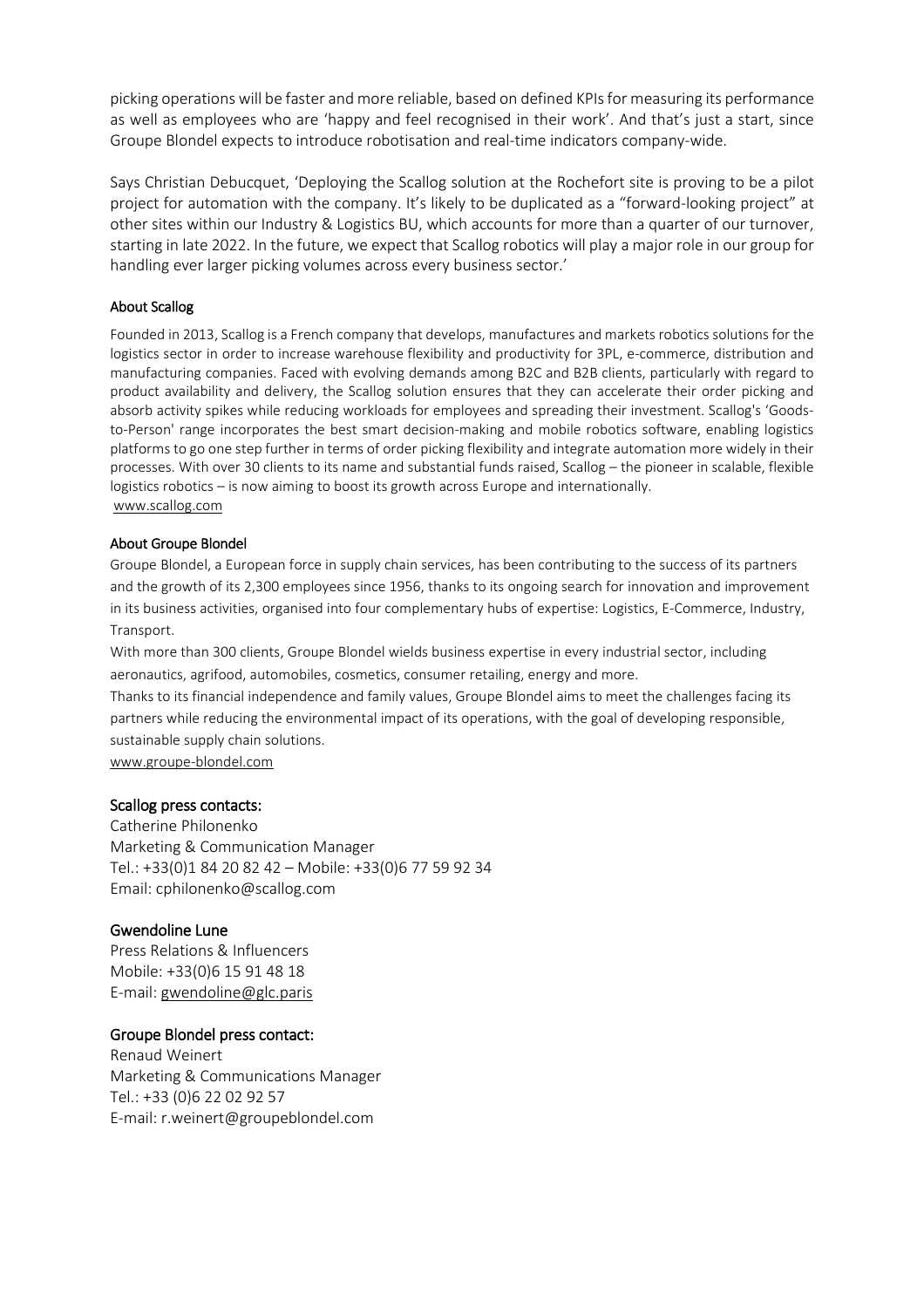picking operations will be faster and more reliable, based on defined KPIs for measuring its performance as well as employees who are 'happy and feel recognised in their work'. And that's just a start, since Groupe Blondel expects to introduce robotisation and real-time indicators company-wide.

Says Christian Debucquet, 'Deploying the Scallog solution at the Rochefort site is proving to be a pilot project for automation with the company. It's likely to be duplicated as a "forward-looking project" at other sites within our Industry & Logistics BU, which accounts for more than a quarter of our turnover, starting in late 2022. In the future, we expect that Scallog robotics will play a major role in our group for handling ever larger picking volumes across every business sector.'

#### About Scallog

Founded in 2013, Scallog is a French company that develops, manufactures and markets robotics solutions for the logistics sector in order to increase warehouse flexibility and productivity for 3PL, e-commerce, distribution and manufacturing companies. Faced with evolving demands among B2C and B2B clients, particularly with regard to product availability and delivery, the Scallog solution ensures that they can accelerate their order picking and absorb activity spikes while reducing workloads for employees and spreading their investment. Scallog's 'Goods-to-Person' range incorporates the best smart decision-making and mobile robotics software, enabling logistics platforms to go one step further in terms of order picking flexibility and integrate automation more widely in their processes. With over 30 clients to its name and substantial funds raised, Scallog – the pioneer in scalable, flexible logistics robotics – is now aiming to boost its growth across Europe and internationally.
www.scallog.com

#### About Groupe Blondel

Groupe Blondel, a European force in supply chain services, has been contributing to the success of its partners and the growth of its 2,300 employees since 1956, thanks to its ongoing search for innovation and improvement in its business activities, organised into four complementary hubs of expertise: Logistics, E-Commerce, Industry, Transport.

With more than 300 clients, Groupe Blondel wields business expertise in every industrial sector, including aeronautics, agrifood, automobiles, cosmetics, consumer retailing, energy and more.

Thanks to its financial independence and family values, Groupe Blondel aims to meet the challenges facing its partners while reducing the environmental impact of its operations, with the goal of developing responsible, sustainable supply chain solutions.

www.groupe-blondel.com

#### Scallog press contacts:

Catherine Philonenko
Marketing & Communication Manager
Tel.: +33(0)1 84 20 82 42 – Mobile: +33(0)6 77 59 92 34
Email: cphilonenko@scallog.com

#### Gwendoline Lune

Press Relations & Influencers
Mobile: +33(0)6 15 91 48 18
E-mail: gwendoline@glc.paris

#### Groupe Blondel press contact:

Renaud Weinert
Marketing & Communications Manager
Tel.: +33 (0)6 22 02 92 57
E-mail: r.weinert@groupeblondel.com